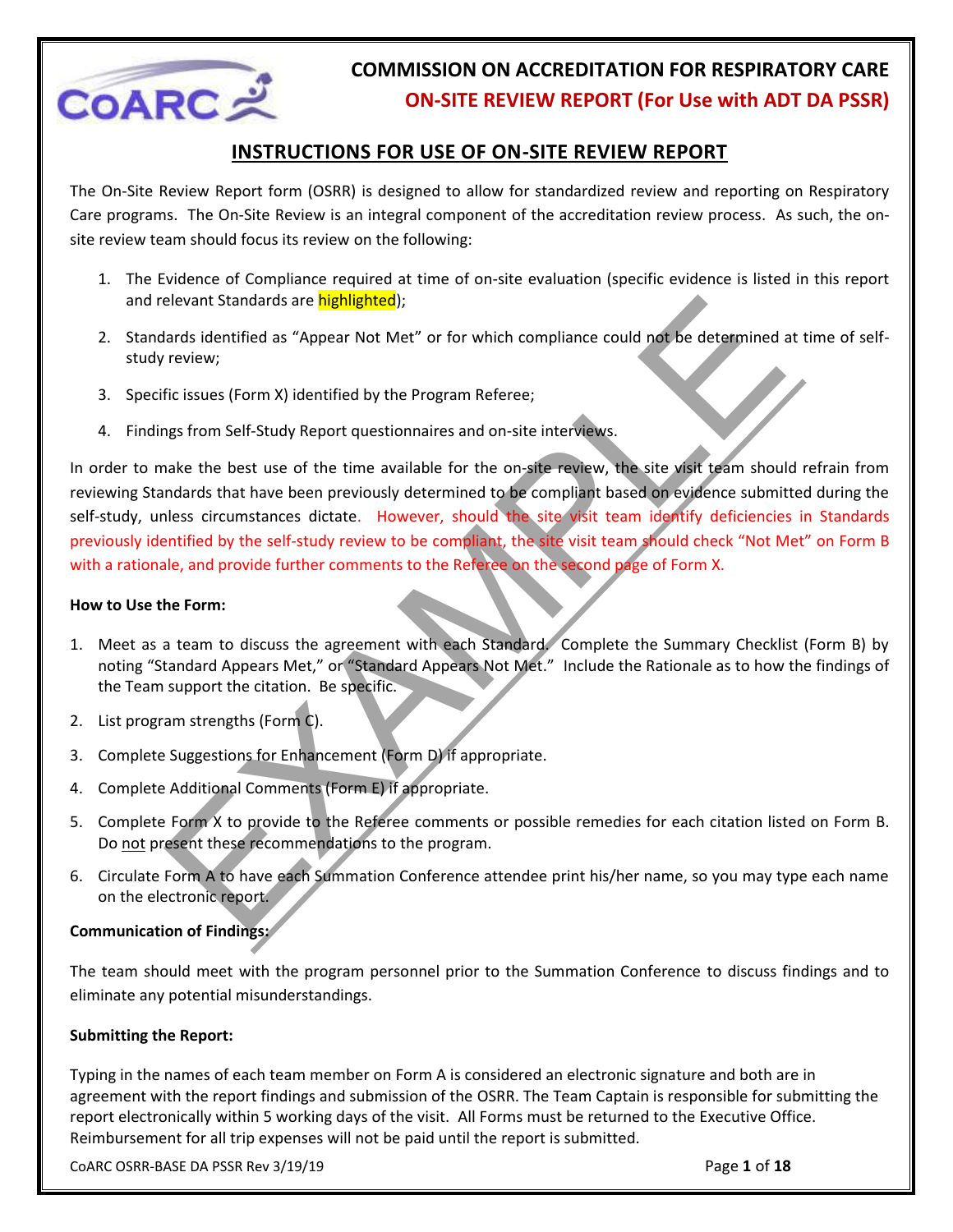# COMMISSION ON ACCREDITATION FOR RESPIRATORY CARE

## ON-SITE REVIEW REPORT (For Use with ADT DA PSSR)

## INSTRUCTIONS FOR USE OF ON-SITE REVIEW REPORT

The On-Site Review Report form (OSRR) is designed to allow for standardized review and reporting on Respiratory Care programs. The On-Site Review is an integral component of the accreditation review process. As such, the on-site review team should focus its review on the following:

1. The Evidence of Compliance required at time of on-site evaluation (specific evidence is listed in this report and relevant Standards are highlighted);
2. Standards identified as "Appear Not Met" or for which compliance could not be determined at time of self-study review;
3. Specific issues (Form X) identified by the Program Referee;
4. Findings from Self-Study Report questionnaires and on-site interviews.

In order to make the best use of the time available for the on-site review, the site visit team should refrain from reviewing Standards that have been previously determined to be compliant based on evidence submitted during the self-study, unless circumstances dictate. However, should the site visit team identify deficiencies in Standards previously identified by the self-study review to be compliant, the site visit team should check "Not Met" on Form B with a rationale, and provide further comments to the Referee on the second page of Form X.

**How to Use the Form:**

1. Meet as a team to discuss the agreement with each Standard. Complete the Summary Checklist (Form B) by noting "Standard Appears Met," or "Standard Appears Not Met." Include the Rationale as to how the findings of the Team support the citation. Be specific.
2. List program strengths (Form C).
3. Complete Suggestions for Enhancement (Form D) if appropriate.
4. Complete Additional Comments (Form E) if appropriate.
5. Complete Form X to provide to the Referee comments or possible remedies for each citation listed on Form B. Do not present these recommendations to the program.
6. Circulate Form A to have each Summation Conference attendee print his/her name, so you may type each name on the electronic report.

**Communication of Findings:**

The team should meet with the program personnel prior to the Summation Conference to discuss findings and to eliminate any potential misunderstandings.

**Submitting the Report:**

Typing in the names of each team member on Form A is considered an electronic signature and both are in agreement with the report findings and submission of the OSRR. The Team Captain is responsible for submitting the report electronically within 5 working days of the visit. All Forms must be returned to the Executive Office. Reimbursement for all trip expenses will not be paid until the report is submitted.

CoARC OSRR-BASE DA PSSR Rev 3/19/19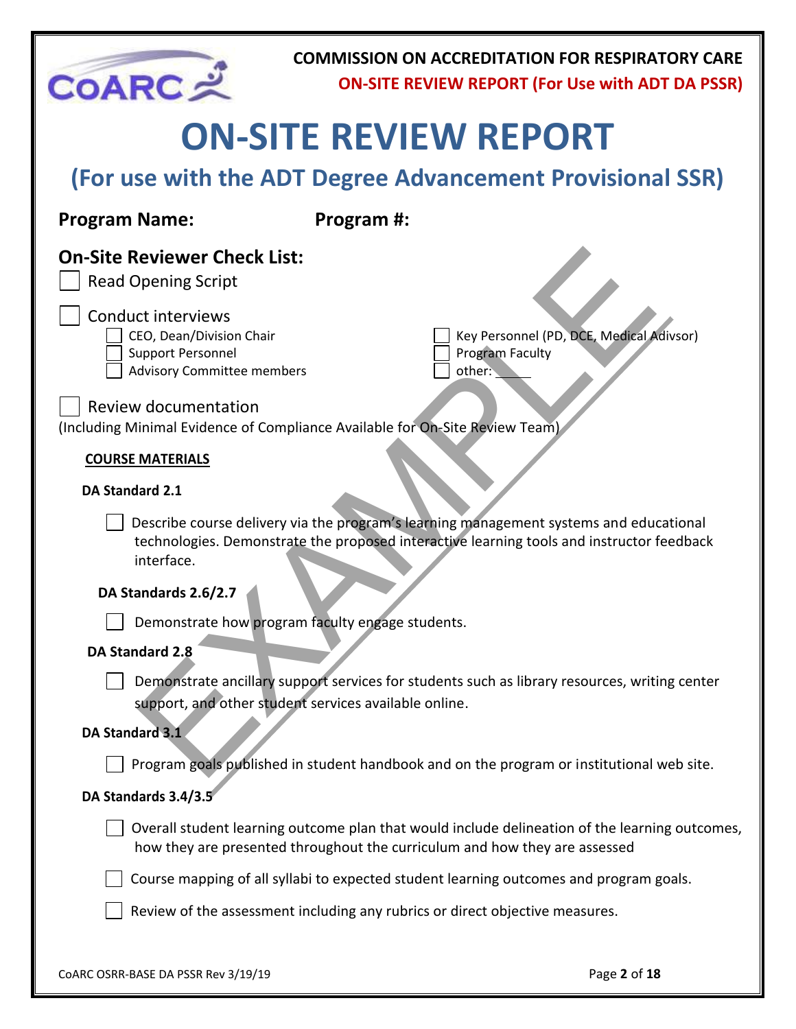# ON-SITE REVIEW REPORT

## (For use with the ADT Degree Advancement Provisional SSR)

**Program Name:** **Program #:**

### On-Site Reviewer Check List:

- [ ] Read Opening Script
- [ ] Conduct interviews
  - [ ] CEO, Dean/Division Chair
  - [ ] Support Personnel
  - [ ] Advisory Committee members
  - [ ] Key Personnel (PD, DCE, Medical Adivsor)
  - [ ] Program Faculty
  - [ ] other: _____
- [ ] Review documentation

(Including Minimal Evidence of Compliance Available for On-Site Review Team)

**COURSE MATERIALS**

**DA Standard 2.1**

- [ ] Describe course delivery via the program's learning management systems and educational technologies. Demonstrate the proposed interactive learning tools and instructor feedback interface.

**DA Standards 2.6/2.7**

- [ ] Demonstrate how program faculty engage students.

**DA Standard 2.8**

- [ ] Demonstrate ancillary support services for students such as library resources, writing center support, and other student services available online.

**DA Standard 3.1**

- [ ] Program goals published in student handbook and on the program or institutional web site.

**DA Standards 3.4/3.5**

- [ ] Overall student learning outcome plan that would include delineation of the learning outcomes, how they are presented throughout the curriculum and how they are assessed
- [ ] Course mapping of all syllabi to expected student learning outcomes and program goals.
- [ ] Review of the assessment including any rubrics or direct objective measures.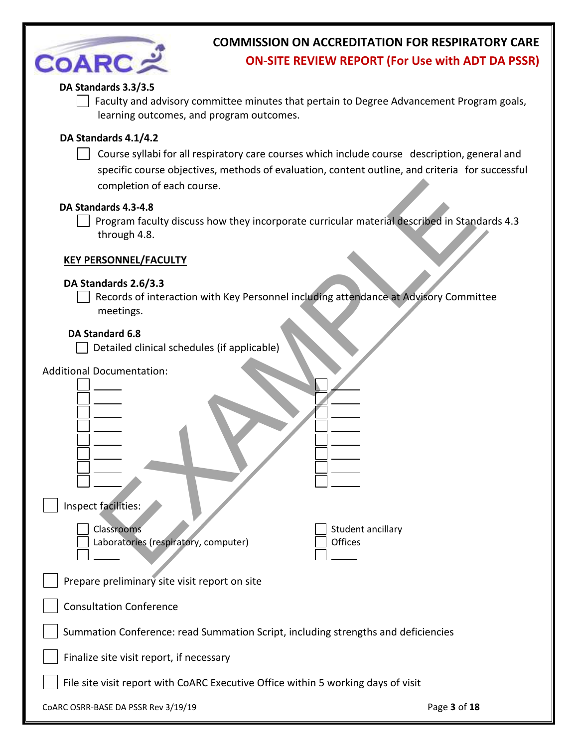**DA Standards 3.3/3.5**

- [ ] Faculty and advisory committee minutes that pertain to Degree Advancement Program goals, learning outcomes, and program outcomes.

**DA Standards 4.1/4.2**

- [ ] Course syllabi for all respiratory care courses which include course description, general and specific course objectives, methods of evaluation, content outline, and criteria for successful completion of each course.

**DA Standards 4.3-4.8**

- [ ] Program faculty discuss how they incorporate curricular material described in Standards 4.3 through 4.8.

**KEY PERSONNEL/FACULTY**

**DA Standards 2.6/3.3**

- [ ] Records of interaction with Key Personnel including attendance at Advisory Committee meetings.

**DA Standard 6.8**

- [ ] Detailed clinical schedules (if applicable)

Additional Documentation:

- [ ] ____
- [ ] ____
- [ ] ____
- [ ] ____
- [ ] ____
- [ ] ____
- [ ] ____
- [ ] ____
- [ ] ____
- [ ] ____
- [ ] ____
- [ ] ____
- [ ] ____
- [ ] ____
- [ ] ____
- [ ] ____

- [ ] Inspect facilities:
  - [ ] Classrooms
  - [ ] Laboratories (respiratory, computer)
  - [ ] ____
  - [ ] Student ancillary
  - [ ] Offices
  - [ ] ____

- [ ] Prepare preliminary site visit report on site
- [ ] Consultation Conference
- [ ] Summation Conference: read Summation Script, including strengths and deficiencies
- [ ] Finalize site visit report, if necessary
- [ ] File site visit report with CoARC Executive Office within 5 working days of visit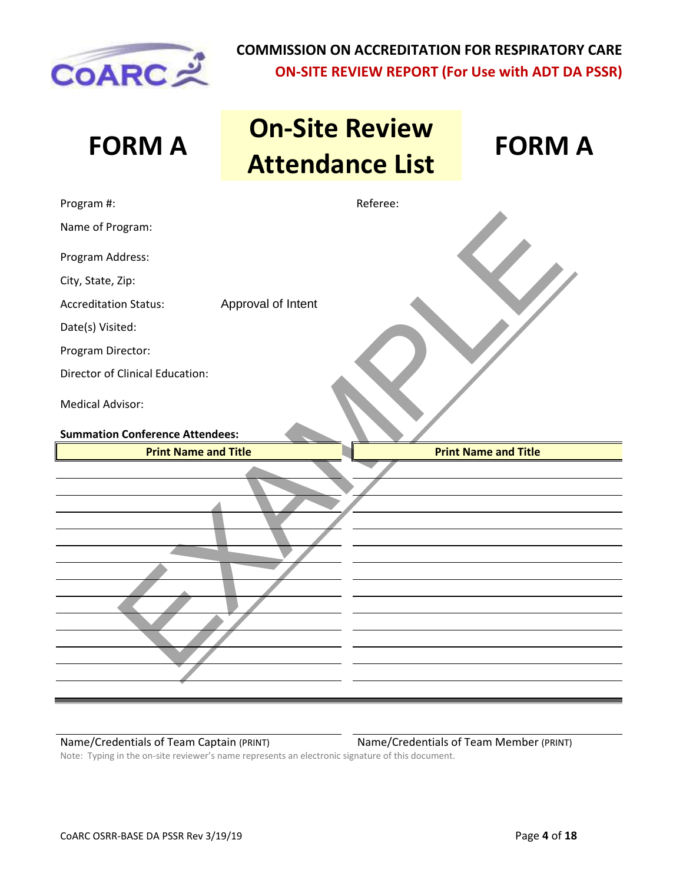**COMMISSION ON ACCREDITATION FOR RESPIRATORY CARE**

**ON-SITE REVIEW REPORT (For Use with ADT DA PSSR)**

# FORM A — On-Site Review Attendance List — FORM A

Program #:

Referee:

Name of Program:

Program Address:

City, State, Zip:

Accreditation Status: Approval of Intent

Date(s) Visited:

Program Director:

Director of Clinical Education:

Medical Advisor:

**Summation Conference Attendees:**

| Print Name and Title | Print Name and Title |
|---|---|
| | |
| | |
| | |
| | |
| | |
| | |
| | |
| | |
| | |
| | |
| | |
| | |
| | |

EXAMPLE

Name/Credentials of Team Captain (PRINT) Name/Credentials of Team Member (PRINT)

Note: Typing in the on-site reviewer's name represents an electronic signature of this document.

CoARC OSRR-BASE DA PSSR Rev 3/19/19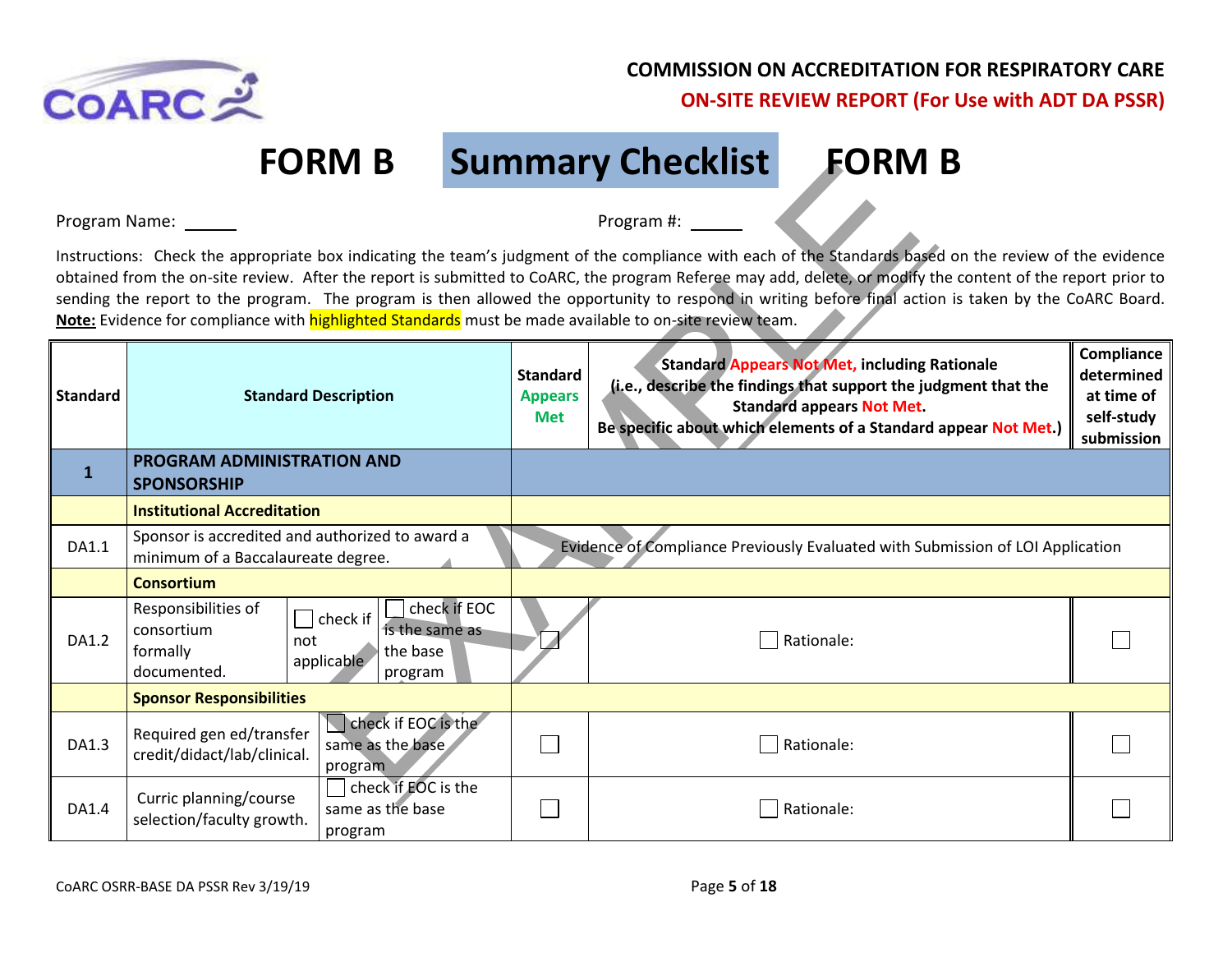**COMMISSION ON ACCREDITATION FOR RESPIRATORY CARE**

**ON-SITE REVIEW REPORT (For Use with ADT DA PSSR)**

# FORM B Summary Checklist FORM B

Program Name: ______ Program #: ______

Instructions: Check the appropriate box indicating the team's judgment of the compliance with each of the Standards based on the review of the evidence obtained from the on-site review. After the report is submitted to CoARC, the program Referee may add, delete, or modify the content of the report prior to sending the report to the program. The program is then allowed the opportunity to respond in writing before final action is taken by the CoARC Board. **Note:** Evidence for compliance with highlighted Standards must be made available to on-site review team.

| Standard | Standard Description | | | Standard Appears Met | Standard Appears Not Met, including Rationale (i.e., describe the findings that support the judgment that the Standard appears Not Met. Be specific about which elements of a Standard appear Not Met.) | Compliance determined at time of self-study submission |
|---|---|---|---|---|---|---|
| **1** | **PROGRAM ADMINISTRATION AND SPONSORSHIP** | | | | | |
| | **Institutional Accreditation** | | | | | |
| DA1.1 | Sponsor is accredited and authorized to award a minimum of a Baccalaureate degree. | | | Evidence of Compliance Previously Evaluated with Submission of LOI Application | | |
| | **Consortium** | | | | | |
| DA1.2 | Responsibilities of consortium formally documented. | ☐ check if not applicable | ☐ check if EOC is the same as the base program | ☐ | ☐ Rationale: | ☐ |
| | **Sponsor Responsibilities** | | | | | |
| DA1.3 | Required gen ed/transfer credit/didact/lab/clinical. | ☐ check if EOC is the same as the base program | | ☐ | ☐ Rationale: | ☐ |
| DA1.4 | Curric planning/course selection/faculty growth. | ☐ check if EOC is the same as the base program | | ☐ | ☐ Rationale: | ☐ |

CoARC OSRR-BASE DA PSSR Rev 3/19/19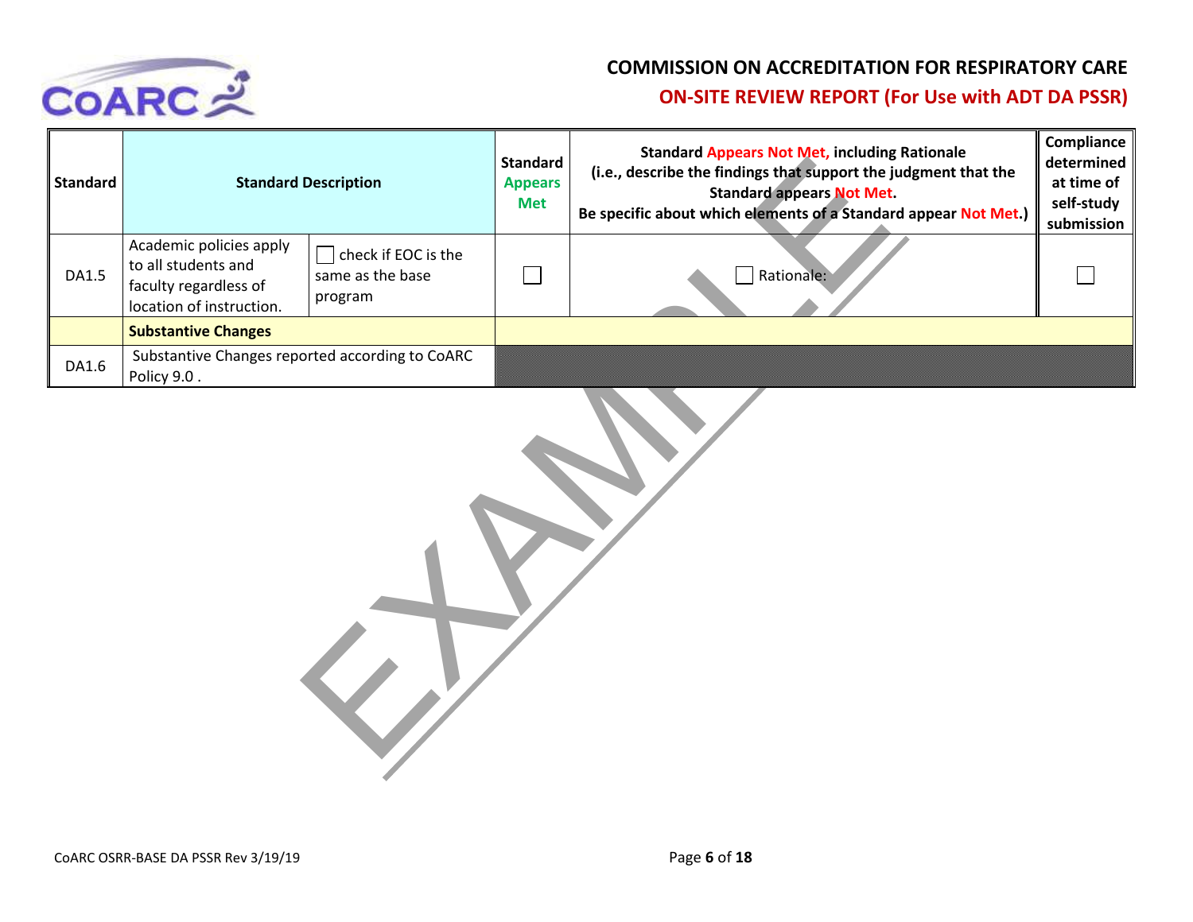**COMMISSION ON ACCREDITATION FOR RESPIRATORY CARE**

**ON-SITE REVIEW REPORT (For Use with ADT DA PSSR)**

| Standard | Standard Description | | Standard Appears Met | Standard Appears Not Met, including Rationale (i.e., describe the findings that support the judgment that the Standard appears Not Met. Be specific about which elements of a Standard appear Not Met.) | Compliance determined at time of self-study submission |
|---|---|---|---|---|---|
| DA1.5 | Academic policies apply to all students and faculty regardless of location of instruction. | ☐ check if EOC is the same as the base program | ☐ | ☐ Rationale: | ☐ |
| | **Substantive Changes** | | | | |
| DA1.6 | Substantive Changes reported according to CoARC Policy 9.0 . | | | | |

EXAMPLE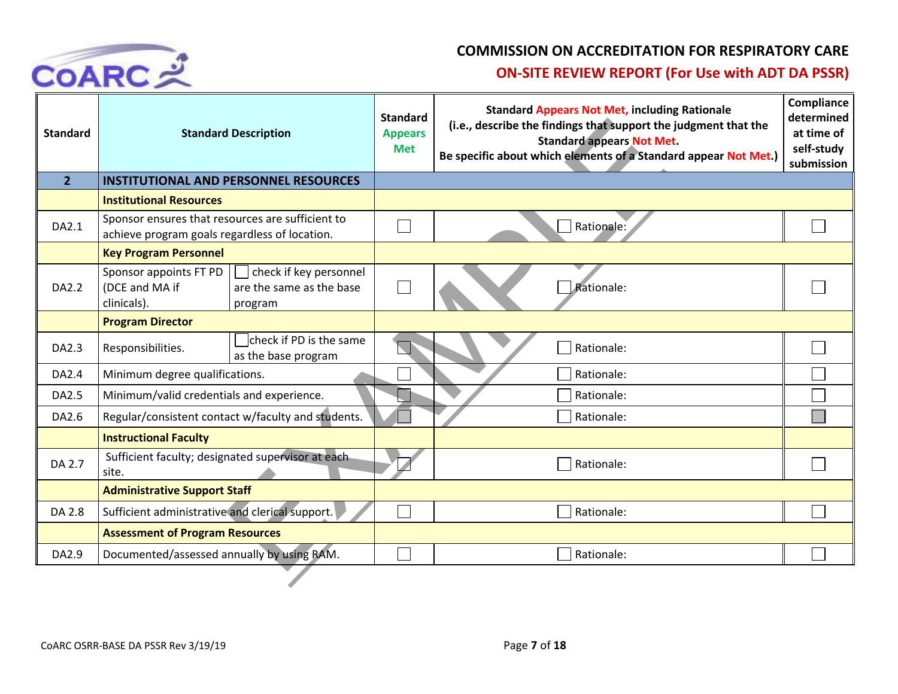# COMMISSION ON ACCREDITATION FOR RESPIRATORY CARE

## ON-SITE REVIEW REPORT (For Use with ADT DA PSSR)

| Standard | Standard Description | | Standard Appears Met | Standard Appears Not Met, including Rationale (i.e., describe the findings that support the judgment that the Standard appears Not Met. Be specific about which elements of a Standard appear Not Met.) | Compliance determined at time of self-study submission |
|---|---|---|---|---|---|
| **2** | **INSTITUTIONAL AND PERSONNEL RESOURCES** | | | | |
| | **Institutional Resources** | | | | |
| DA2.1 | Sponsor ensures that resources are sufficient to achieve program goals regardless of location. | | ☐ | ☐ Rationale: | ☐ |
| | **Key Program Personnel** | | | | |
| DA2.2 | Sponsor appoints FT PD (DCE and MA if clinicals). | ☐ check if key personnel are the same as the base program | ☐ | ☐ Rationale: | ☐ |
| | **Program Director** | | | | |
| DA2.3 | Responsibilities. | ☐ check if PD is the same as the base program | ☐ | ☐ Rationale: | ☐ |
| DA2.4 | Minimum degree qualifications. | | ☐ | ☐ Rationale: | ☐ |
| DA2.5 | Minimum/valid credentials and experience. | | ☐ | ☐ Rationale: | ☐ |
| DA2.6 | Regular/consistent contact w/faculty and students. | | ☐ | ☐ Rationale: | ☐ |
| | **Instructional Faculty** | | | | |
| DA 2.7 | Sufficient faculty; designated supervisor at each site. | | ☐ | ☐ Rationale: | ☐ |
| | **Administrative Support Staff** | | | | |
| DA 2.8 | Sufficient administrative and clerical support. | | ☐ | ☐ Rationale: | ☐ |
| | **Assessment of Program Resources** | | | | |
| DA2.9 | Documented/assessed annually by using RAM. | | ☐ | ☐ Rationale: | ☐ |

CoARC OSRR-BASE DA PSSR Rev 3/19/19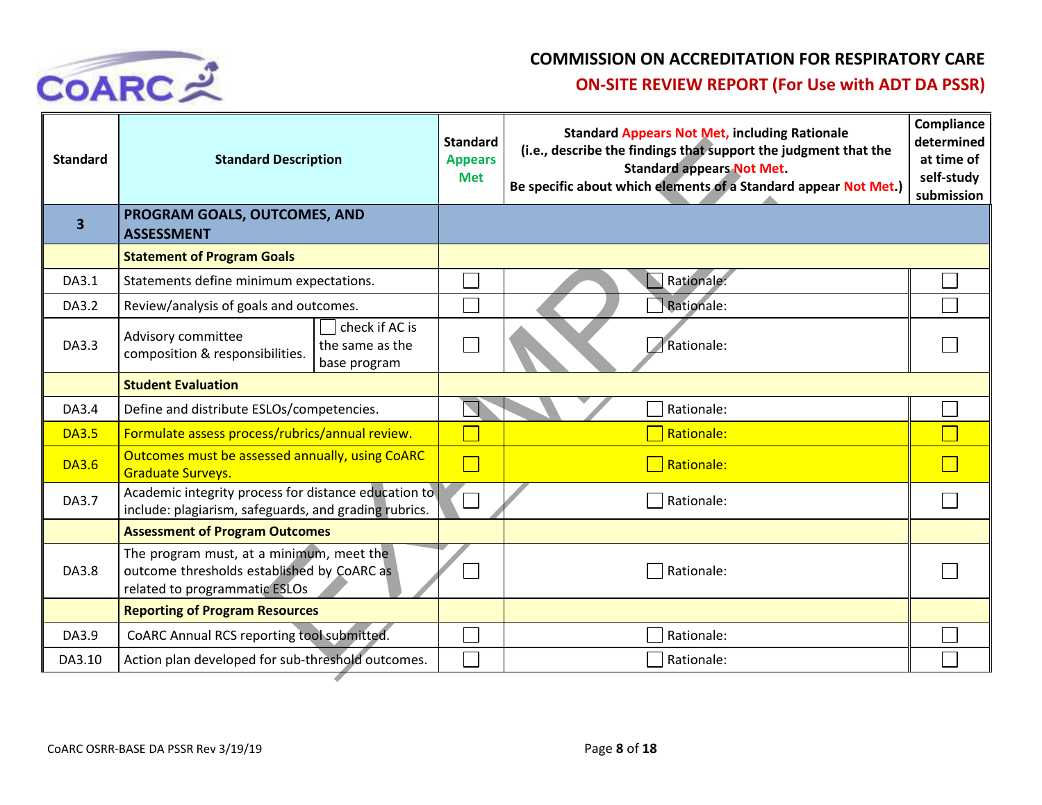# COMMISSION ON ACCREDITATION FOR RESPIRATORY CARE

## ON-SITE REVIEW REPORT (For Use with ADT DA PSSR)

| Standard | Standard Description | | Standard Appears Met | Standard Appears Not Met, including Rationale (i.e., describe the findings that support the judgment that the Standard appears Not Met. Be specific about which elements of a Standard appear Not Met.) | Compliance determined at time of self-study submission |
|---|---|---|---|---|---|
| **3** | **PROGRAM GOALS, OUTCOMES, AND ASSESSMENT** | | | | |
| | **Statement of Program Goals** | | | | |
| DA3.1 | Statements define minimum expectations. | | ☐ | ☐ Rationale: | ☐ |
| DA3.2 | Review/analysis of goals and outcomes. | | ☐ | ☐ Rationale: | ☐ |
| DA3.3 | Advisory committee composition & responsibilities. | ☐ check if AC is the same as the base program | ☐ | ☐ Rationale: | ☐ |
| | **Student Evaluation** | | | | |
| DA3.4 | Define and distribute ESLOs/competencies. | | ☐ | ☐ Rationale: | ☐ |
| DA3.5 | Formulate assess process/rubrics/annual review. | | ☐ | ☐ Rationale: | ☐ |
| DA3.6 | Outcomes must be assessed annually, using CoARC Graduate Surveys. | | ☐ | ☐ Rationale: | ☐ |
| DA3.7 | Academic integrity process for distance education to include: plagiarism, safeguards, and grading rubrics. | | ☐ | ☐ Rationale: | ☐ |
| | **Assessment of Program Outcomes** | | | | |
| DA3.8 | The program must, at a minimum, meet the outcome thresholds established by CoARC as related to programmatic ESLOs | | ☐ | ☐ Rationale: | ☐ |
| | **Reporting of Program Resources** | | | | |
| DA3.9 | CoARC Annual RCS reporting tool submitted. | | ☐ | ☐ Rationale: | ☐ |
| DA3.10 | Action plan developed for sub-threshold outcomes. | | ☐ | ☐ Rationale: | ☐ |

CoARC OSRR-BASE DA PSSR Rev 3/19/19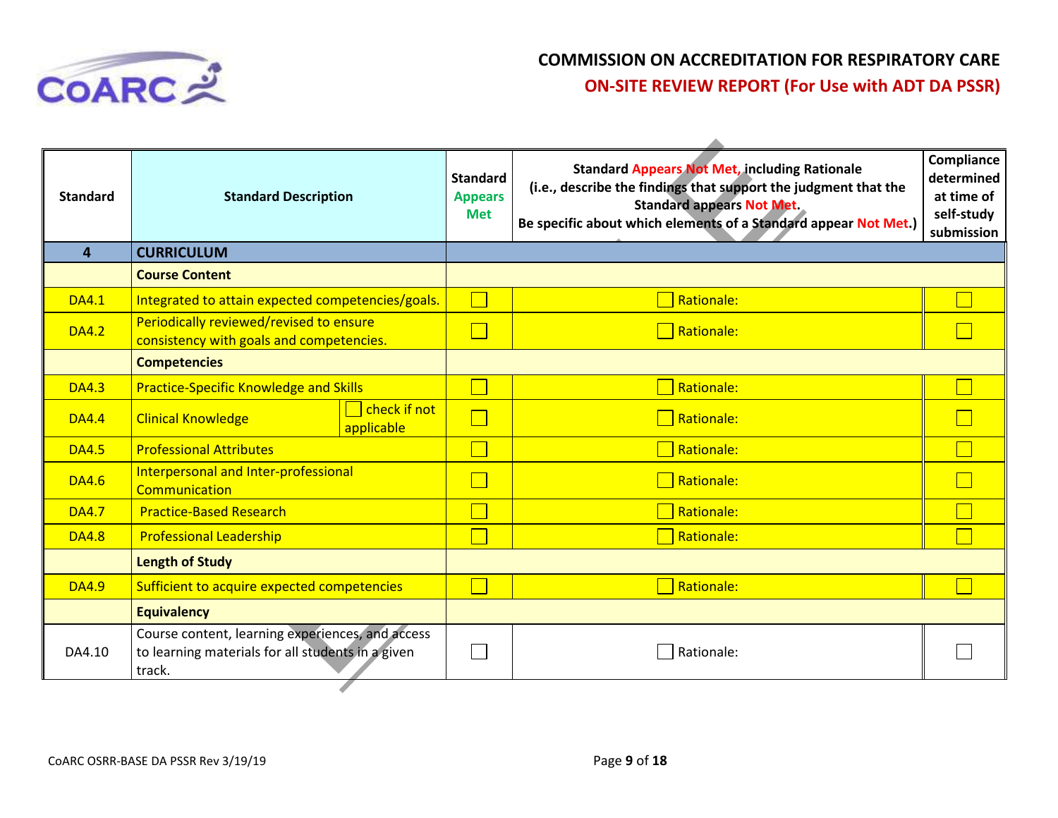# COMMISSION ON ACCREDITATION FOR RESPIRATORY CARE

## ON-SITE REVIEW REPORT (For Use with ADT DA PSSR)

| Standard | Standard Description | Standard Appears Met | Standard Appears Not Met, including Rationale (i.e., describe the findings that support the judgment that the Standard appears Not Met. Be specific about which elements of a Standard appear Not Met.) | Compliance determined at time of self-study submission |
|---|---|---|---|---|
| **4** | **CURRICULUM** | | | |
| | **Course Content** | | | |
| DA4.1 | Integrated to attain expected competencies/goals. | ☐ | ☐ Rationale: | ☐ |
| DA4.2 | Periodically reviewed/revised to ensure consistency with goals and competencies. | ☐ | ☐ Rationale: | ☐ |
| | **Competencies** | | | |
| DA4.3 | Practice-Specific Knowledge and Skills | ☐ | ☐ Rationale: | ☐ |
| DA4.4 | Clinical Knowledge ☐ check if not applicable | ☐ | ☐ Rationale: | ☐ |
| DA4.5 | Professional Attributes | ☐ | ☐ Rationale: | ☐ |
| DA4.6 | Interpersonal and Inter-professional Communication | ☐ | ☐ Rationale: | ☐ |
| DA4.7 | Practice-Based Research | ☐ | ☐ Rationale: | ☐ |
| DA4.8 | Professional Leadership | ☐ | ☐ Rationale: | ☐ |
| | **Length of Study** | | | |
| DA4.9 | Sufficient to acquire expected competencies | ☐ | ☐ Rationale: | ☐ |
| | **Equivalency** | | | |
| DA4.10 | Course content, learning experiences, and access to learning materials for all students in a given track. | ☐ | ☐ Rationale: | ☐ |

CoARC OSRR-BASE DA PSSR Rev 3/19/19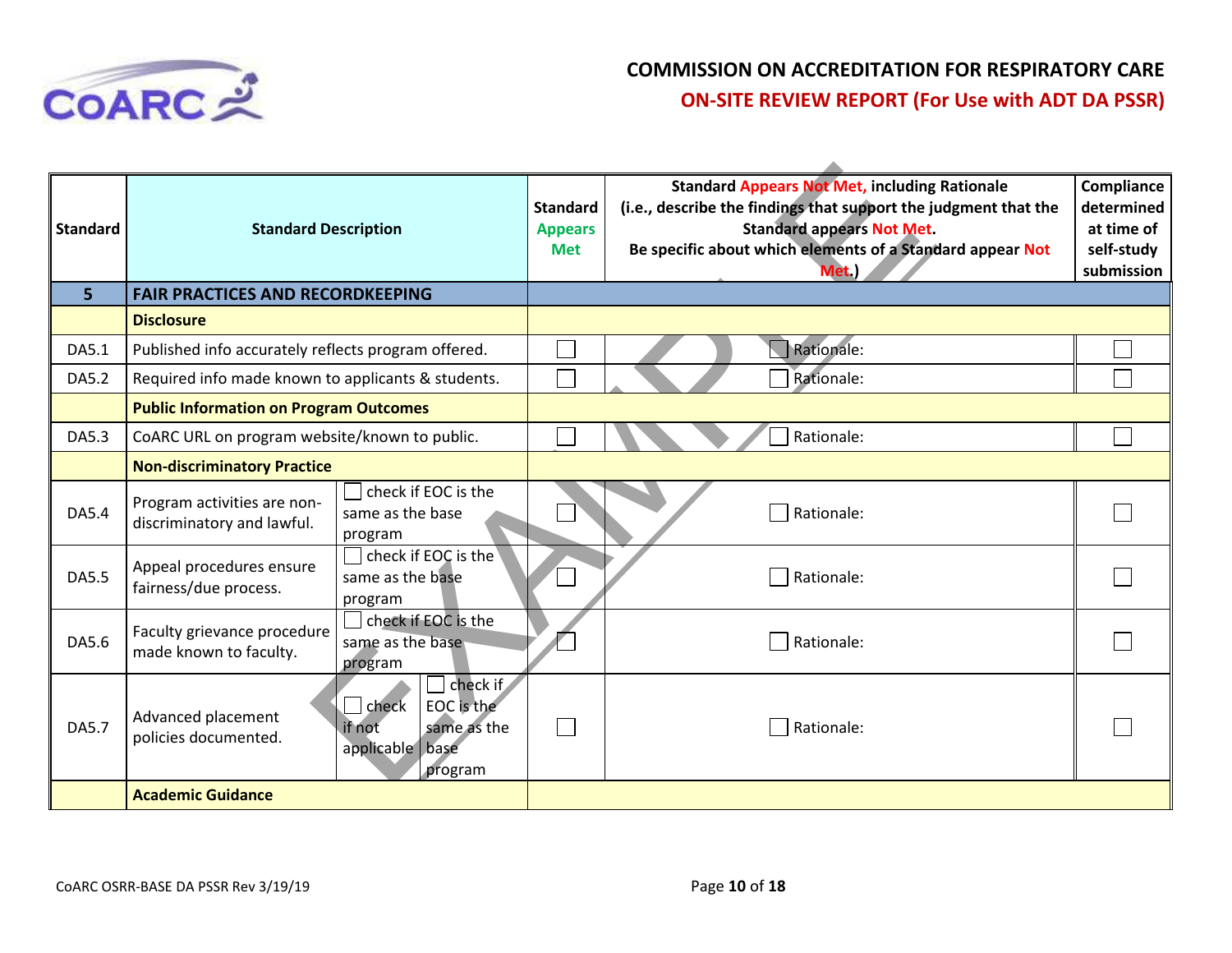# COMMISSION ON ACCREDITATION FOR RESPIRATORY CARE

## ON-SITE REVIEW REPORT (For Use with ADT DA PSSR)

| Standard | Standard Description | | | Standard Appears Met | Standard Appears Not Met, including Rationale (i.e., describe the findings that support the judgment that the Standard appears Not Met. Be specific about which elements of a Standard appear Not Met.) | Compliance determined at time of self-study submission |
|---|---|---|---|---|---|---|
| **5** | **FAIR PRACTICES AND RECORDKEEPING** | | | | | |
| | **Disclosure** | | | | | |
| DA5.1 | Published info accurately reflects program offered. | | | ☐ | ☐ Rationale: | ☐ |
| DA5.2 | Required info made known to applicants & students. | | | ☐ | ☐ Rationale: | ☐ |
| | **Public Information on Program Outcomes** | | | | | |
| DA5.3 | CoARC URL on program website/known to public. | | | ☐ | ☐ Rationale: | ☐ |
| | **Non-discriminatory Practice** | | | | | |
| DA5.4 | Program activities are non-discriminatory and lawful. | ☐ check if EOC is the same as the base program | | ☐ | ☐ Rationale: | ☐ |
| DA5.5 | Appeal procedures ensure fairness/due process. | ☐ check if EOC is the same as the base program | | ☐ | ☐ Rationale: | ☐ |
| DA5.6 | Faculty grievance procedure made known to faculty. | ☐ check if EOC is the same as the base program | | ☐ | ☐ Rationale: | ☐ |
| DA5.7 | Advanced placement policies documented. | ☐ check if not applicable | ☐ check if EOC is the same as the base program | ☐ | ☐ Rationale: | ☐ |
| | **Academic Guidance** | | | | | |

CoARC OSRR-BASE DA PSSR Rev 3/19/19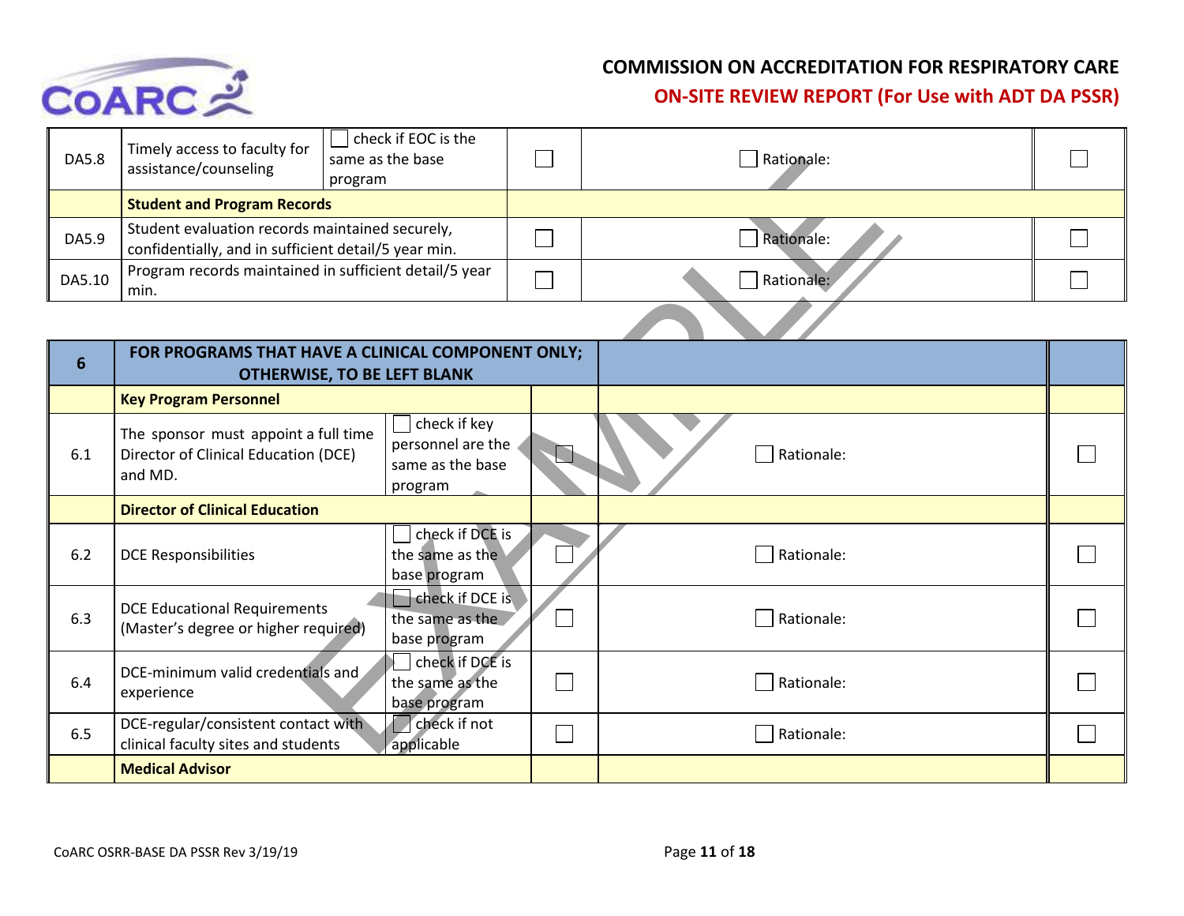# COMMISSION ON ACCREDITATION FOR RESPIRATORY CARE

## ON-SITE REVIEW REPORT (For Use with ADT DA PSSR)

| | | | | | |
|---|---|---|---|---|---|
| DA5.8 | Timely access to faculty for assistance/counseling | ☐ check if EOC is the same as the base program | ☐ | ☐ Rationale: | ☐ |
| | **Student and Program Records** | | | | |
| DA5.9 | Student evaluation records maintained securely, confidentially, and in sufficient detail/5 year min. | | ☐ | ☐ Rationale: | ☐ |
| DA5.10 | Program records maintained in sufficient detail/5 year min. | | ☐ | ☐ Rationale: | ☐ |

| **6** | **FOR PROGRAMS THAT HAVE A CLINICAL COMPONENT ONLY; OTHERWISE, TO BE LEFT BLANK** | | | | |
|---|---|---|---|---|---|
| | **Key Program Personnel** | | | | |
| 6.1 | The sponsor must appoint a full time Director of Clinical Education (DCE) and MD. | ☐ check if key personnel are the same as the base program | ☐ | ☐ Rationale: | ☐ |
| | **Director of Clinical Education** | | | | |
| 6.2 | DCE Responsibilities | ☐ check if DCE is the same as the base program | ☐ | ☐ Rationale: | ☐ |
| 6.3 | DCE Educational Requirements (Master's degree or higher required) | ☐ check if DCE is the same as the base program | ☐ | ☐ Rationale: | ☐ |
| 6.4 | DCE-minimum valid credentials and experience | ☐ check if DCE is the same as the base program | ☐ | ☐ Rationale: | ☐ |
| 6.5 | DCE-regular/consistent contact with clinical faculty sites and students | ☐ check if not applicable | ☐ | ☐ Rationale: | ☐ |
| | **Medical Advisor** | | | | |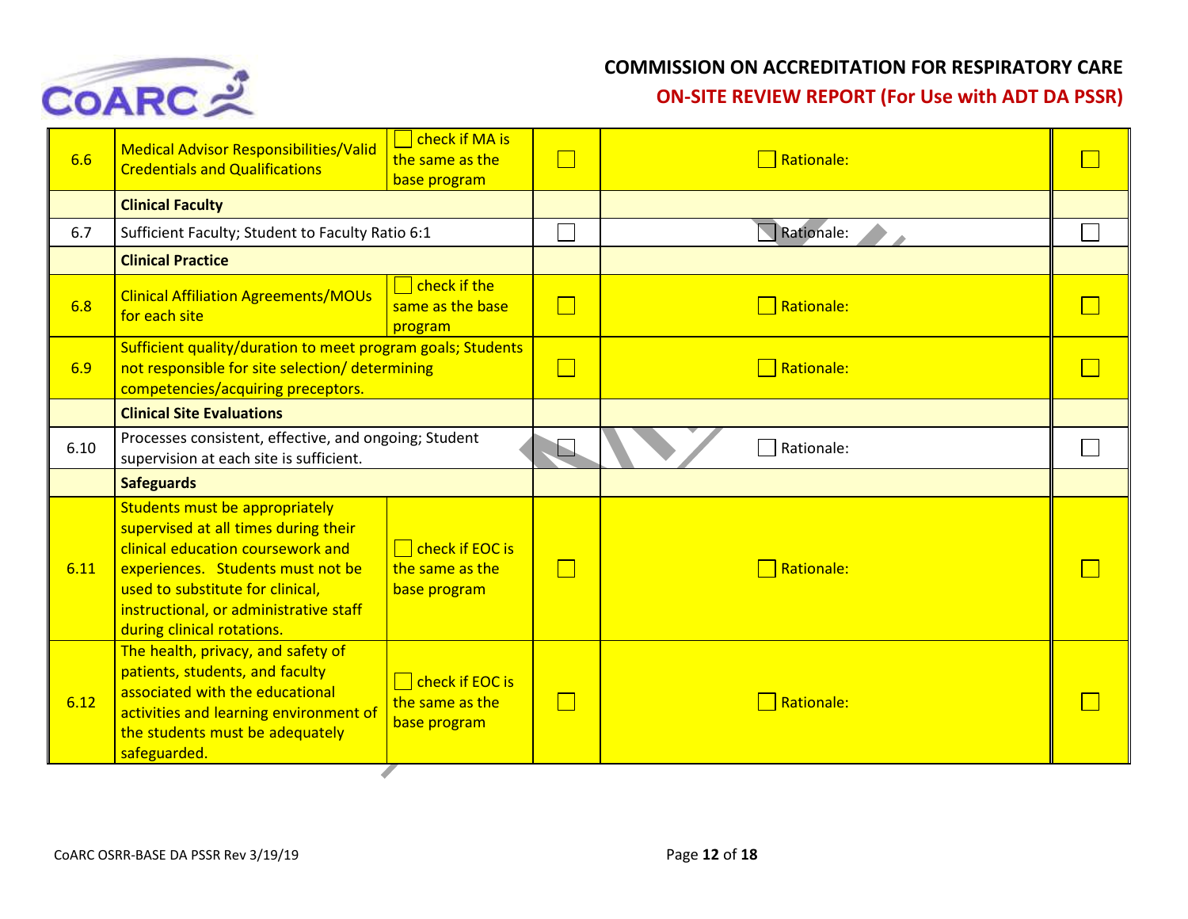| | | | | | |
|---|---|---|---|---|---|
| 6.6 | Medical Advisor Responsibilities/Valid Credentials and Qualifications | ☐ check if MA is the same as the base program | ☐ | ☐ Rationale: | ☐ |
| | **Clinical Faculty** | | | | |
| 6.7 | Sufficient Faculty; Student to Faculty Ratio 6:1 | | ☐ | ☐ Rationale: | ☐ |
| | **Clinical Practice** | | | | |
| 6.8 | Clinical Affiliation Agreements/MOUs for each site | ☐ check if the same as the base program | ☐ | ☐ Rationale: | ☐ |
| 6.9 | Sufficient quality/duration to meet program goals; Students not responsible for site selection/ determining competencies/acquiring preceptors. | | ☐ | ☐ Rationale: | ☐ |
| | **Clinical Site Evaluations** | | | | |
| 6.10 | Processes consistent, effective, and ongoing; Student supervision at each site is sufficient. | | ☐ | ☐ Rationale: | ☐ |
| | **Safeguards** | | | | |
| 6.11 | Students must be appropriately supervised at all times during their clinical education coursework and experiences. Students must not be used to substitute for clinical, instructional, or administrative staff during clinical rotations. | ☐ check if EOC is the same as the base program | ☐ | ☐ Rationale: | ☐ |
| 6.12 | The health, privacy, and safety of patients, students, and faculty associated with the educational activities and learning environment of the students must be adequately safeguarded. | ☐ check if EOC is the same as the base program | ☐ | ☐ Rationale: | ☐ |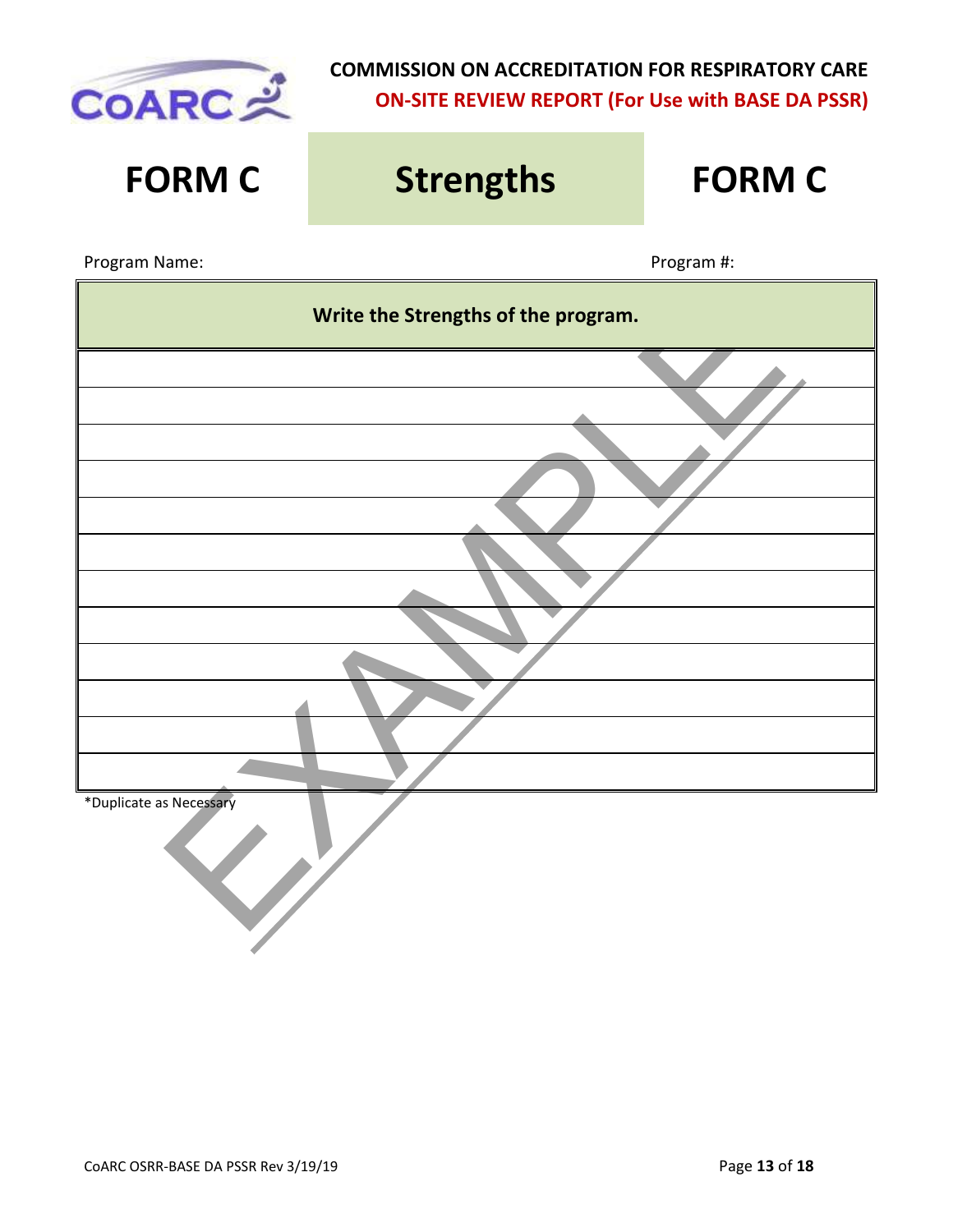**COMMISSION ON ACCREDITATION FOR RESPIRATORY CARE**
**ON-SITE REVIEW REPORT (For Use with BASE DA PSSR)**

# FORM C Strengths FORM C

Program Name: Program #:

| Write the Strengths of the program. |
|---|
| |
| |
| |
| |
| |
| |
| |
| |
| |
| |
| |
| |

*Duplicate as Necessary

EXAMPLE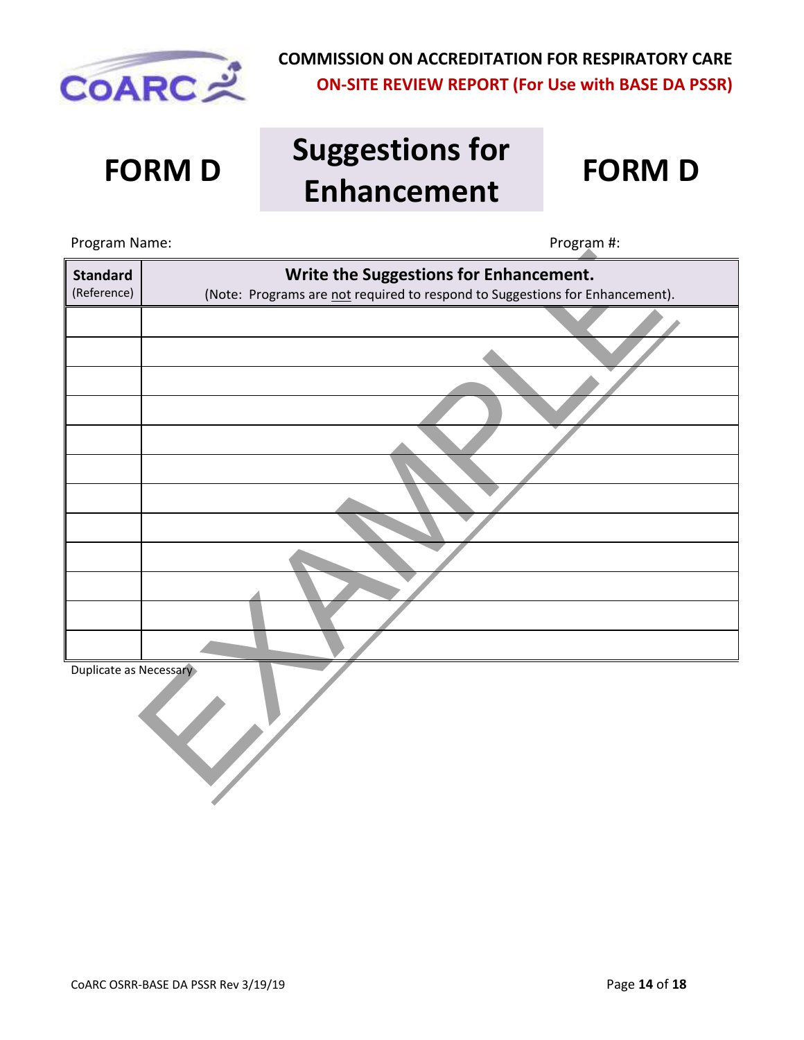**COMMISSION ON ACCREDITATION FOR RESPIRATORY CARE**

**ON-SITE REVIEW REPORT (For Use with BASE DA PSSR)**

# FORM D — Suggestions for Enhancement — FORM D

Program Name: Program #:

| **Standard** (Reference) | **Write the Suggestions for Enhancement.** (Note: Programs are not required to respond to Suggestions for Enhancement). |
|---|---|
| | |
| | |
| | |
| | |
| | |
| | |
| | |
| | |
| | |
| | |
| | |
| | |

Duplicate as Necessary

EXAMPLE

CoARC OSRR-BASE DA PSSR Rev 3/19/19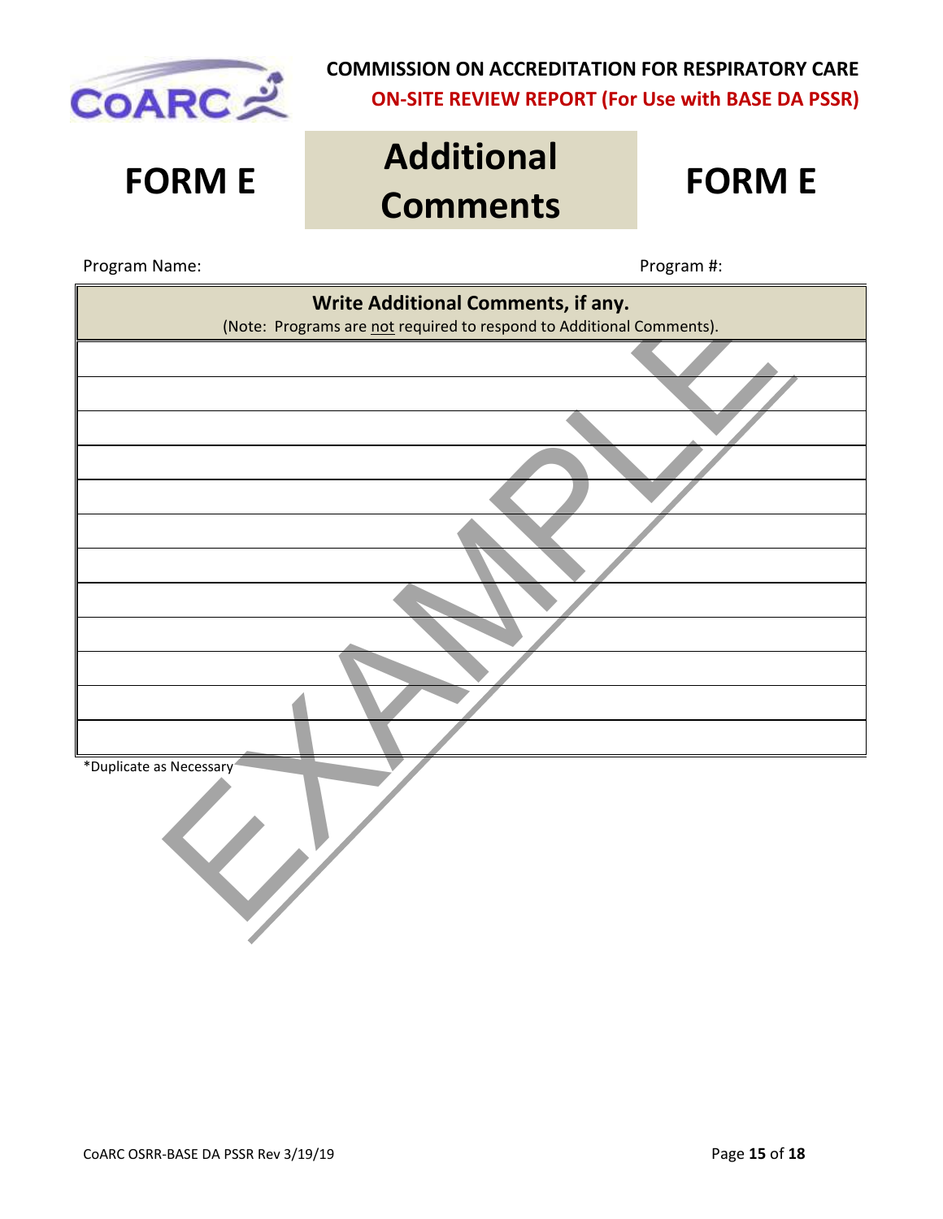**COMMISSION ON ACCREDITATION FOR RESPIRATORY CARE**

**ON-SITE REVIEW REPORT (For Use with BASE DA PSSR)**

# FORM E Additional Comments FORM E

Program Name: Program #:

| **Write Additional Comments, if any.** (Note: Programs are not required to respond to Additional Comments). |
|---|
| |
| |
| |
| |
| |
| |
| |
| |
| |
| |
| |
| |

*Duplicate as Necessary

EXAMPLE

CoARC OSRR-BASE DA PSSR Rev 3/19/19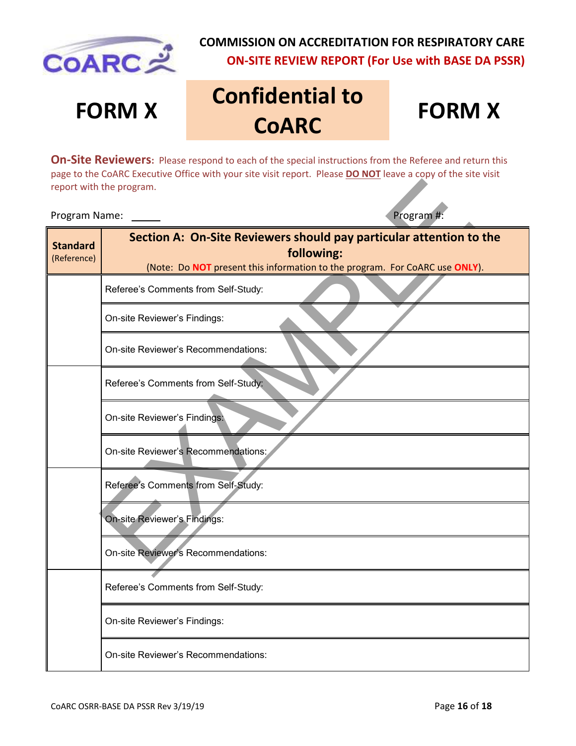COMMISSION ON ACCREDITATION FOR RESPIRATORY CARE

**ON-SITE REVIEW REPORT (For Use with BASE DA PSSR)**

# FORM X — Confidential to CoARC — FORM X

**On-Site Reviewers:** Please respond to each of the special instructions from the Referee and return this page to the CoARC Executive Office with your site visit report. Please **DO NOT** leave a copy of the site visit report with the program.

Program Name: _____ Program #:

| **Standard** (Reference) | **Section A: On-Site Reviewers should pay particular attention to the following:** (Note: Do **NOT** present this information to the program. For CoARC use **ONLY**). |
|---|---|
| | Referee's Comments from Self-Study: |
| | On-site Reviewer's Findings: |
| | On-site Reviewer's Recommendations: |
| | Referee's Comments from Self-Study: |
| | On-site Reviewer's Findings: |
| | On-site Reviewer's Recommendations: |
| | Referee's Comments from Self-Study: |
| | On-site Reviewer's Findings: |
| | On-site Reviewer's Recommendations: |
| | Referee's Comments from Self-Study: |
| | On-site Reviewer's Findings: |
| | On-site Reviewer's Recommendations: |

EXAMPLE

CoARC OSRR-BASE DA PSSR Rev 3/19/19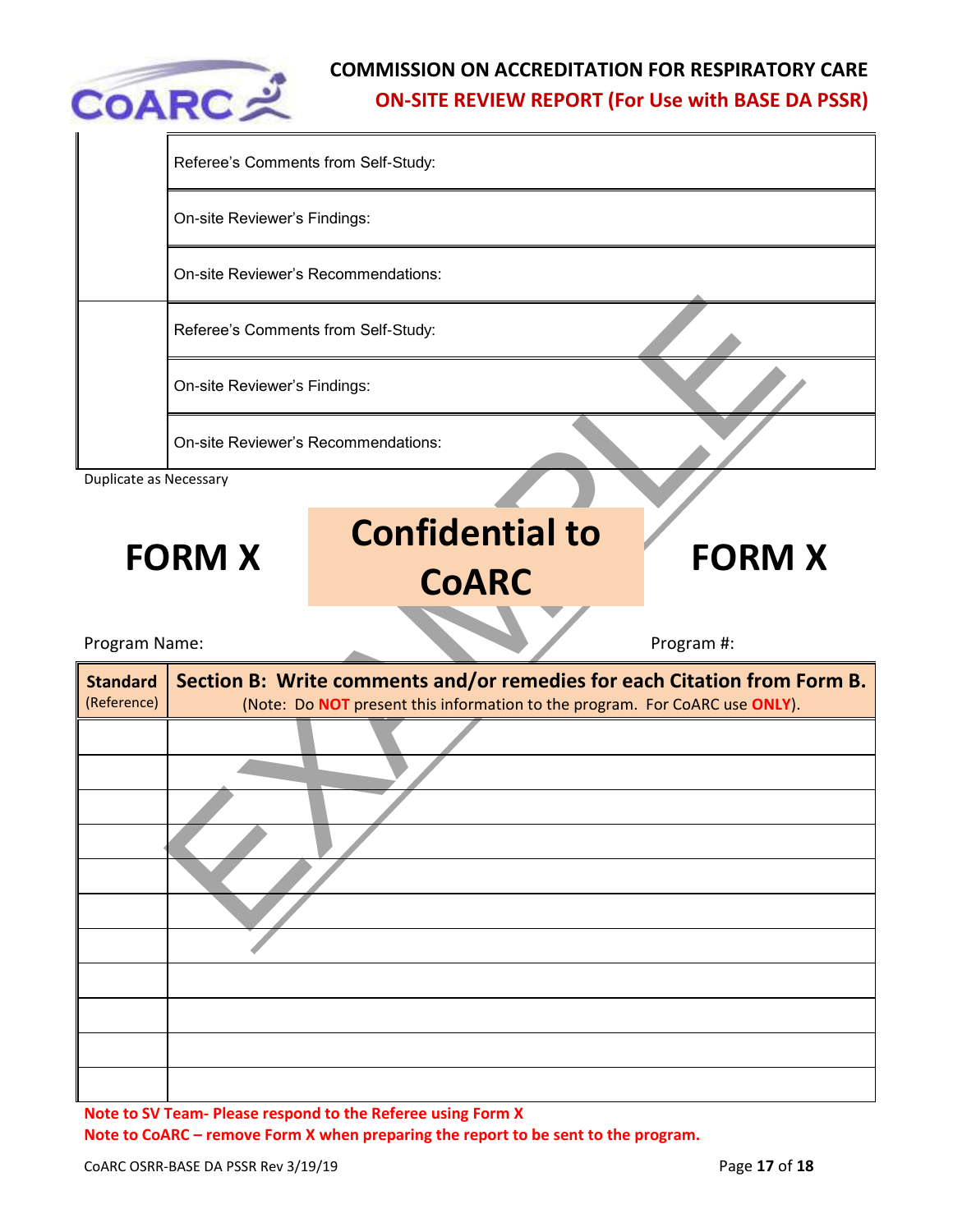| | |
|---|---|
| | Referee's Comments from Self-Study: |
| | On-site Reviewer's Findings: |
| | On-site Reviewer's Recommendations: |
| | Referee's Comments from Self-Study: |
| | On-site Reviewer's Findings: |
| | On-site Reviewer's Recommendations: |

Duplicate as Necessary

# FORM X — Confidential to CoARC — FORM X

Program Name: Program #:

| **Standard** (Reference) | **Section B: Write comments and/or remedies for each Citation from Form B.** (Note: Do **NOT** present this information to the program. For CoARC use **ONLY**). |
|---|---|
| | |
| | |
| | |
| | |
| | |
| | |
| | |
| | |
| | |
| | |
| | |

**Note to SV Team- Please respond to the Referee using Form X**

**Note to CoARC – remove Form X when preparing the report to be sent to the program.**

CoARC OSRR-BASE DA PSSR Rev 3/19/19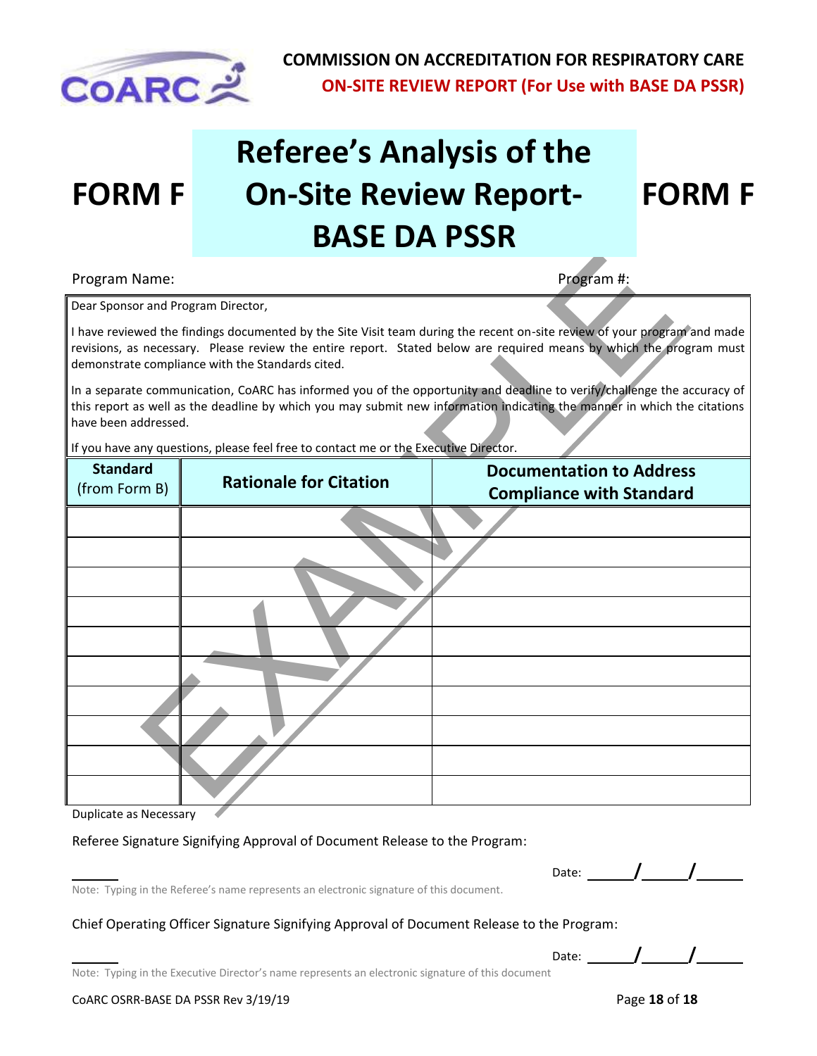**COMMISSION ON ACCREDITATION FOR RESPIRATORY CARE**

**ON-SITE REVIEW REPORT (For Use with BASE DA PSSR)**

# FORM F — Referee's Analysis of the On-Site Review Report- BASE DA PSSR — FORM F

Program Name: Program #:

Dear Sponsor and Program Director,

I have reviewed the findings documented by the Site Visit team during the recent on-site review of your program and made revisions, as necessary. Please review the entire report. Stated below are required means by which the program must demonstrate compliance with the Standards cited.

In a separate communication, CoARC has informed you of the opportunity and deadline to verify/challenge the accuracy of this report as well as the deadline by which you may submit new information indicating the manner in which the citations have been addressed.

If you have any questions, please feel free to contact me or the Executive Director.

| **Standard** (from Form B) | **Rationale for Citation** | **Documentation to Address Compliance with Standard** |
|---|---|---|
| | | |
| | | |
| | | |
| | | |
| | | |
| | | |
| | | |
| | | |
| | | |
| | | |

Duplicate as Necessary

Referee Signature Signifying Approval of Document Release to the Program:

\_\_\_\_\_\_ Date: \_\_\_\_\_/\_\_\_\_\_/\_\_\_\_\_

Note: Typing in the Referee's name represents an electronic signature of this document.

Chief Operating Officer Signature Signifying Approval of Document Release to the Program:

\_\_\_\_\_\_ Date: \_\_\_\_\_/\_\_\_\_\_/\_\_\_\_\_

Note: Typing in the Executive Director's name represents an electronic signature of this document

CoARC OSRR-BASE DA PSSR Rev 3/19/19